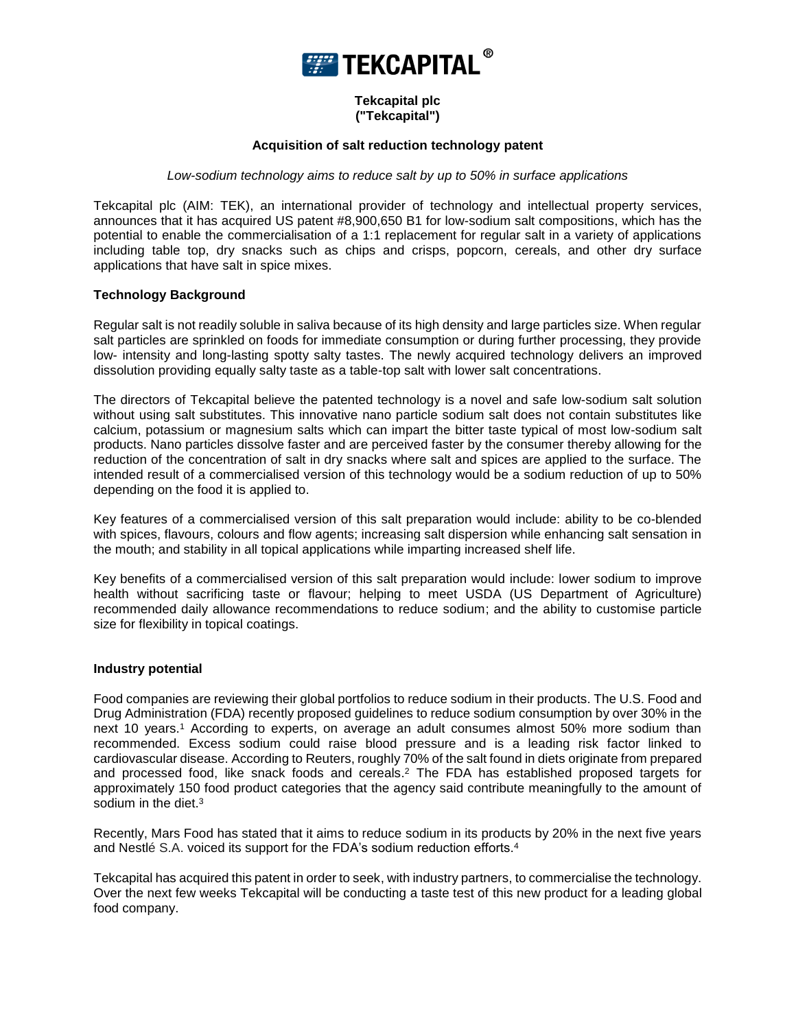# TEKCAPITAL®

**Tekcapital plc**
**("Tekcapital")**

**Acquisition of salt reduction technology patent**

*Low-sodium technology aims to reduce salt by up to 50% in surface applications*

Tekcapital plc (AIM: TEK), an international provider of technology and intellectual property services, announces that it has acquired US patent #8,900,650 B1 for low-sodium salt compositions, which has the potential to enable the commercialisation of a 1:1 replacement for regular salt in a variety of applications including table top, dry snacks such as chips and crisps, popcorn, cereals, and other dry surface applications that have salt in spice mixes.

**Technology Background**

Regular salt is not readily soluble in saliva because of its high density and large particles size. When regular salt particles are sprinkled on foods for immediate consumption or during further processing, they provide low- intensity and long-lasting spotty salty tastes. The newly acquired technology delivers an improved dissolution providing equally salty taste as a table-top salt with lower salt concentrations.

The directors of Tekcapital believe the patented technology is a novel and safe low-sodium salt solution without using salt substitutes. This innovative nano particle sodium salt does not contain substitutes like calcium, potassium or magnesium salts which can impart the bitter taste typical of most low-sodium salt products. Nano particles dissolve faster and are perceived faster by the consumer thereby allowing for the reduction of the concentration of salt in dry snacks where salt and spices are applied to the surface. The intended result of a commercialised version of this technology would be a sodium reduction of up to 50% depending on the food it is applied to.

Key features of a commercialised version of this salt preparation would include: ability to be co-blended with spices, flavours, colours and flow agents; increasing salt dispersion while enhancing salt sensation in the mouth; and stability in all topical applications while imparting increased shelf life.

Key benefits of a commercialised version of this salt preparation would include: lower sodium to improve health without sacrificing taste or flavour; helping to meet USDA (US Department of Agriculture) recommended daily allowance recommendations to reduce sodium; and the ability to customise particle size for flexibility in topical coatings.

**Industry potential**

Food companies are reviewing their global portfolios to reduce sodium in their products. The U.S. Food and Drug Administration (FDA) recently proposed guidelines to reduce sodium consumption by over 30% in the next 10 years.[1] According to experts, on average an adult consumes almost 50% more sodium than recommended. Excess sodium could raise blood pressure and is a leading risk factor linked to cardiovascular disease. According to Reuters, roughly 70% of the salt found in diets originate from prepared and processed food, like snack foods and cereals.[2] The FDA has established proposed targets for approximately 150 food product categories that the agency said contribute meaningfully to the amount of sodium in the diet.[3]

Recently, Mars Food has stated that it aims to reduce sodium in its products by 20% in the next five years and Nestlé S.A. voiced its support for the FDA's sodium reduction efforts.[4]

Tekcapital has acquired this patent in order to seek, with industry partners, to commercialise the technology. Over the next few weeks Tekcapital will be conducting a taste test of this new product for a leading global food company.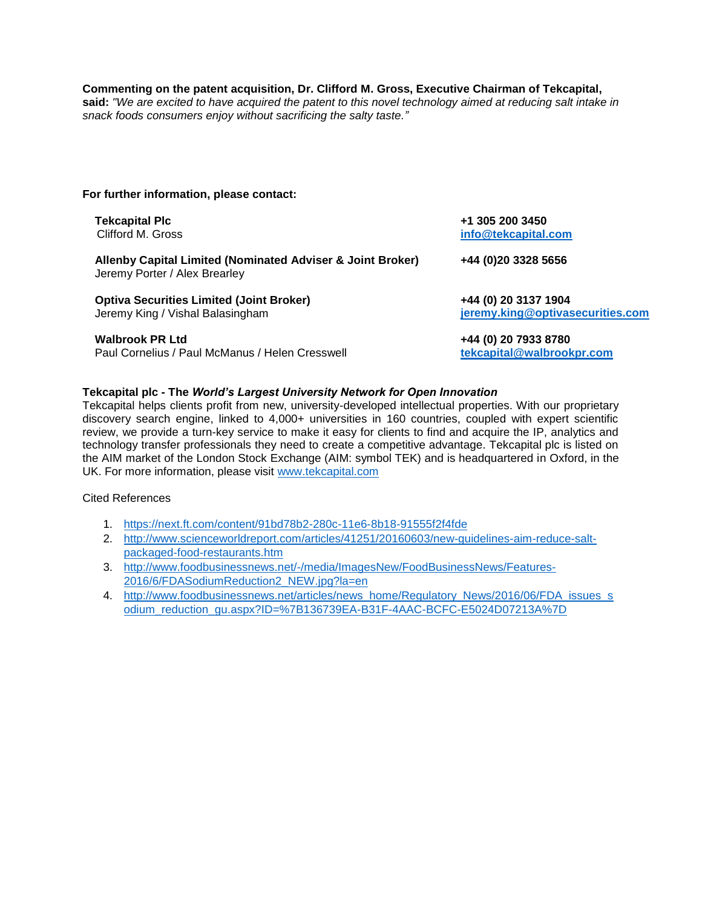**Commenting on the patent acquisition, Dr. Clifford M. Gross, Executive Chairman of Tekcapital, said:** *"We are excited to have acquired the patent to this novel technology aimed at reducing salt intake in snack foods consumers enjoy without sacrificing the salty taste."*

**For further information, please contact:**

| | |
|---|---|
| **Tekcapital Plc**<br>Clifford M. Gross | **+1 305 200 3450**<br>**info@tekcapital.com** |
| **Allenby Capital Limited (Nominated Adviser & Joint Broker)**<br>Jeremy Porter / Alex Brearley | **+44 (0)20 3328 5656** |
| **Optiva Securities Limited (Joint Broker)**<br>Jeremy King / Vishal Balasingham | **+44 (0) 20 3137 1904**<br>**jeremy.king@optivasecurities.com** |
| **Walbrook PR Ltd**<br>Paul Cornelius / Paul McManus / Helen Cresswell | **+44 (0) 20 7933 8780**<br>**tekcapital@walbrookpr.com** |

**Tekcapital plc - The *World's Largest University Network for Open Innovation***

Tekcapital helps clients profit from new, university-developed intellectual properties. With our proprietary discovery search engine, linked to 4,000+ universities in 160 countries, coupled with expert scientific review, we provide a turn-key service to make it easy for clients to find and acquire the IP, analytics and technology transfer professionals they need to create a competitive advantage. Tekcapital plc is listed on the AIM market of the London Stock Exchange (AIM: symbol TEK) and is headquartered in Oxford, in the UK. For more information, please visit www.tekcapital.com

Cited References

1. https://next.ft.com/content/91bd78b2-280c-11e6-8b18-91555f2f4fde
2. http://www.scienceworldreport.com/articles/41251/20160603/new-guidelines-aim-reduce-salt-packaged-food-restaurants.htm
3. http://www.foodbusinessnews.net/-/media/ImagesNew/FoodBusinessNews/Features-2016/6/FDASodiumReduction2_NEW.jpg?la=en
4. http://www.foodbusinessnews.net/articles/news_home/Regulatory_News/2016/06/FDA_issues_sodium_reduction_gu.aspx?ID=%7B136739EA-B31F-4AAC-BCFC-E5024D07213A%7D